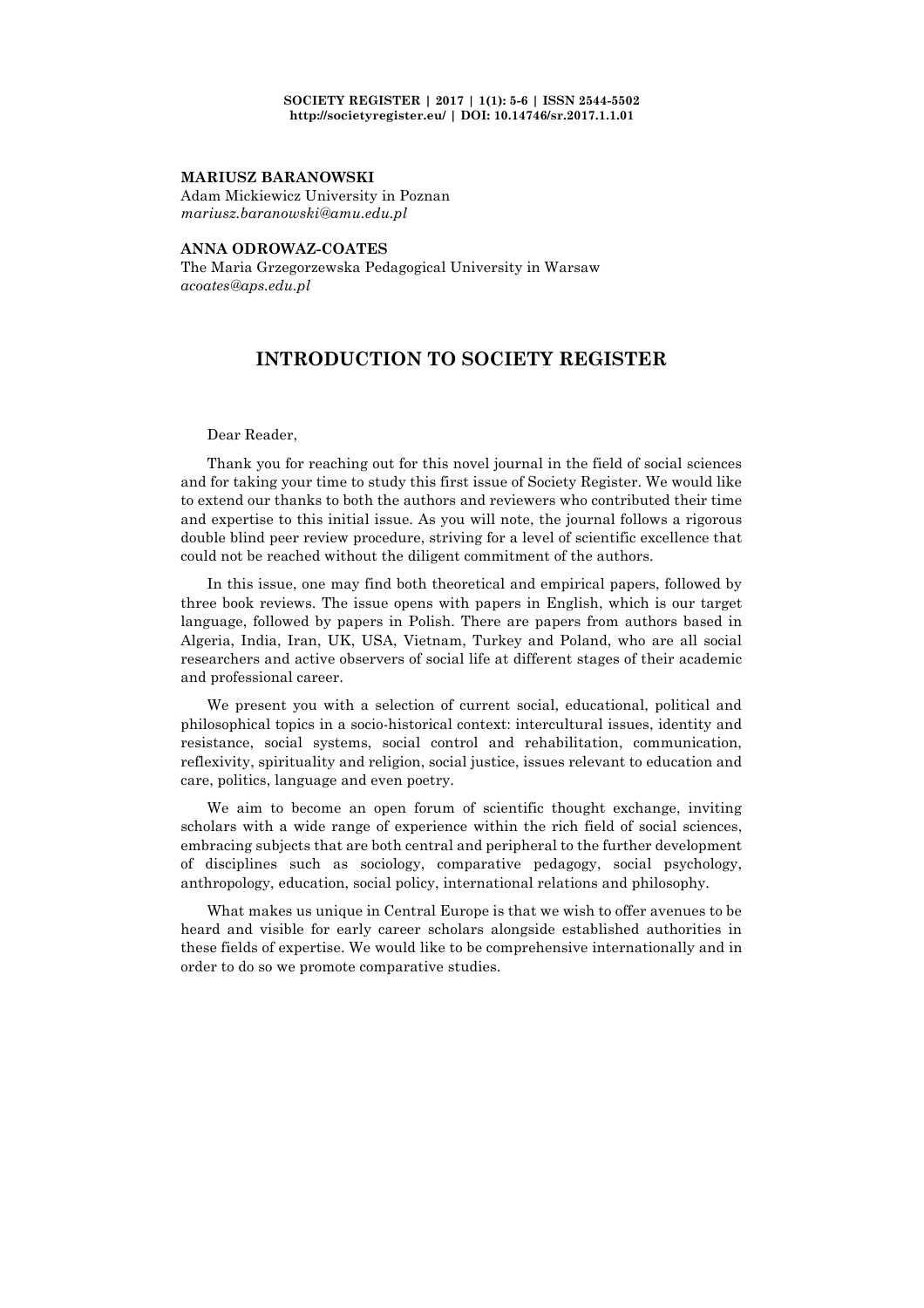**MARIUSZ BARANOWSKI**
Adam Mickiewicz University in Poznan
*mariusz.baranowski@amu.edu.pl*

**ANNA ODROWAZ-COATES**
The Maria Grzegorzewska Pedagogical University in Warsaw
*acoates@aps.edu.pl*

# INTRODUCTION TO SOCIETY REGISTER

Dear Reader,

Thank you for reaching out for this novel journal in the field of social sciences and for taking your time to study this first issue of Society Register. We would like to extend our thanks to both the authors and reviewers who contributed their time and expertise to this initial issue. As you will note, the journal follows a rigorous double blind peer review procedure, striving for a level of scientific excellence that could not be reached without the diligent commitment of the authors.

In this issue, one may find both theoretical and empirical papers, followed by three book reviews. The issue opens with papers in English, which is our target language, followed by papers in Polish. There are papers from authors based in Algeria, India, Iran, UK, USA, Vietnam, Turkey and Poland, who are all social researchers and active observers of social life at different stages of their academic and professional career.

We present you with a selection of current social, educational, political and philosophical topics in a socio-historical context: intercultural issues, identity and resistance, social systems, social control and rehabilitation, communication, reflexivity, spirituality and religion, social justice, issues relevant to education and care, politics, language and even poetry.

We aim to become an open forum of scientific thought exchange, inviting scholars with a wide range of experience within the rich field of social sciences, embracing subjects that are both central and peripheral to the further development of disciplines such as sociology, comparative pedagogy, social psychology, anthropology, education, social policy, international relations and philosophy.

What makes us unique in Central Europe is that we wish to offer avenues to be heard and visible for early career scholars alongside established authorities in these fields of expertise. We would like to be comprehensive internationally and in order to do so we promote comparative studies.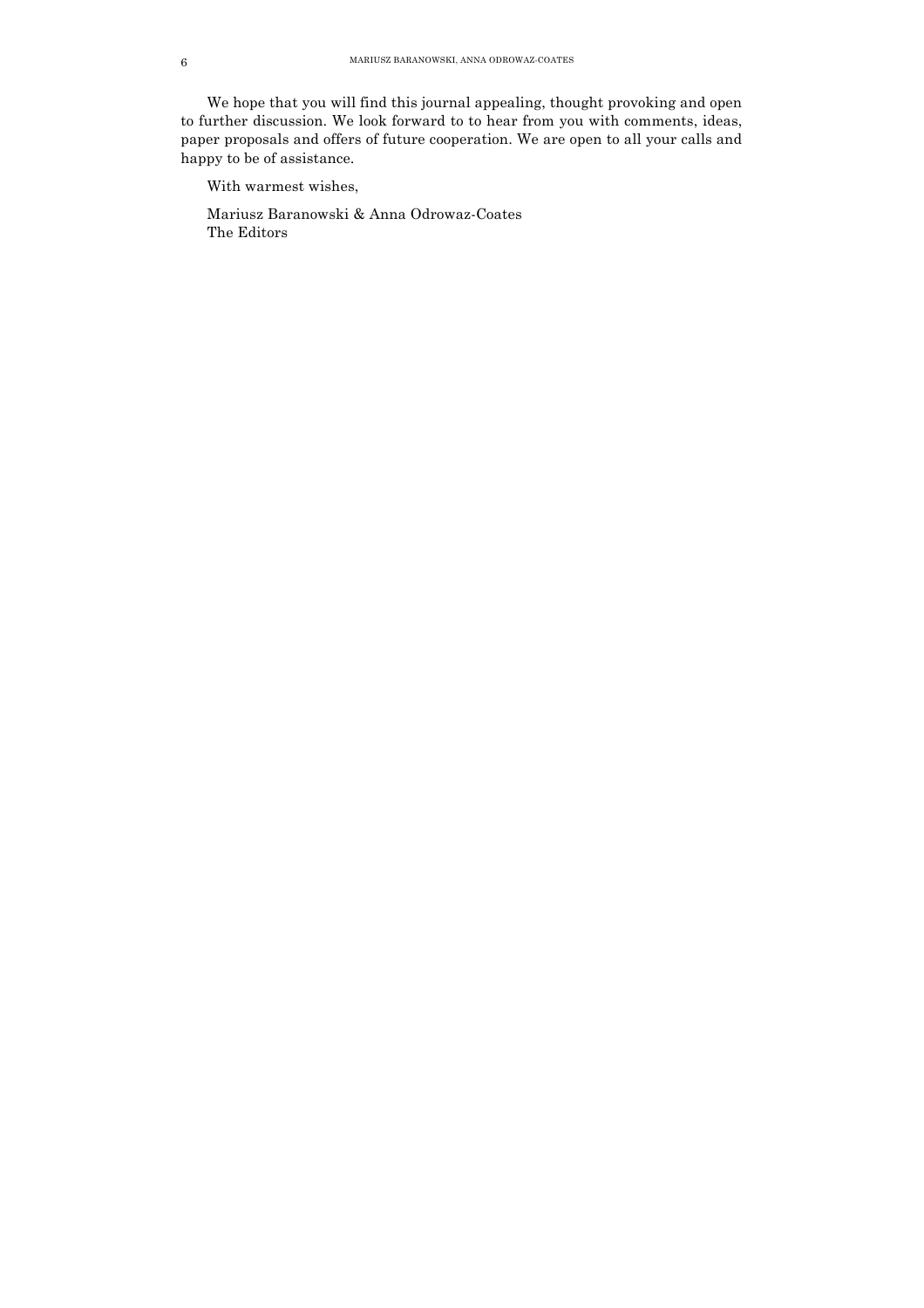We hope that you will find this journal appealing, thought provoking and open to further discussion. We look forward to to hear from you with comments, ideas, paper proposals and offers of future cooperation. We are open to all your calls and happy to be of assistance.

With warmest wishes,

Mariusz Baranowski & Anna Odrowaz-Coates
The Editors